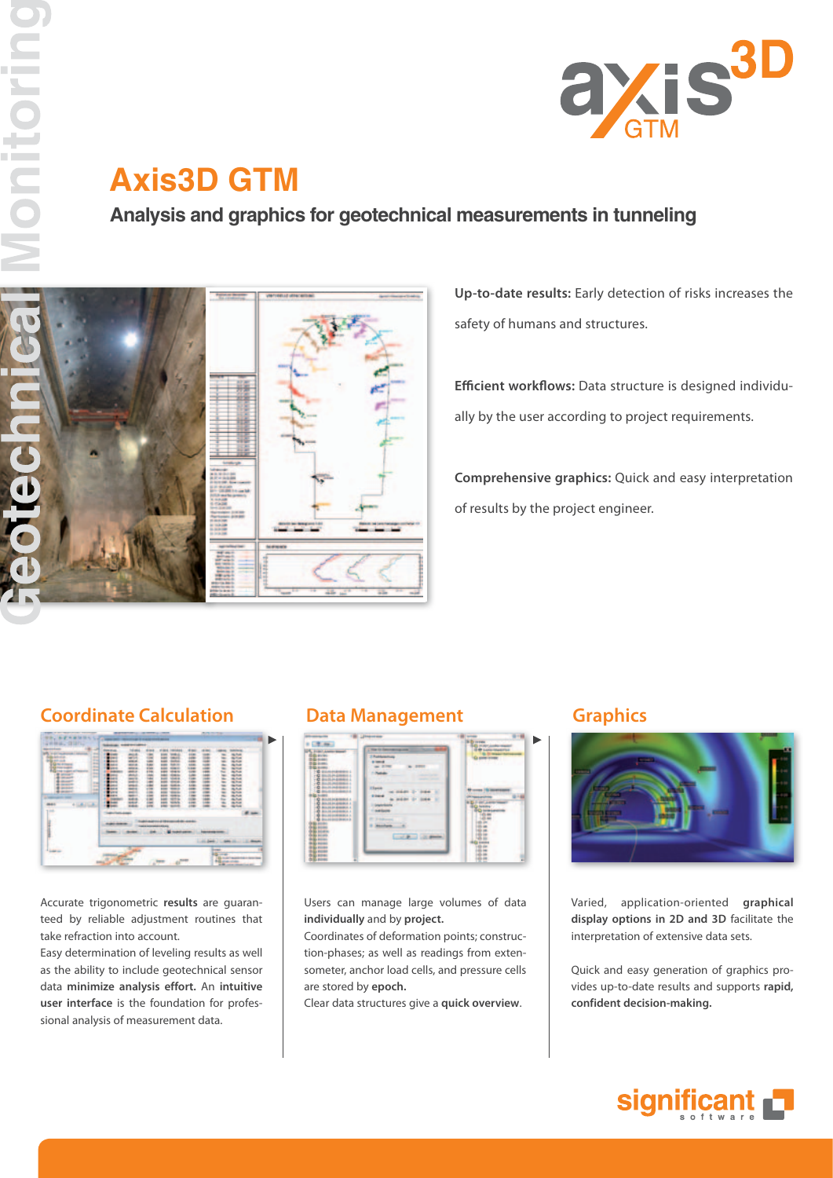# Axis3D GTM

## Analysis and graphics for geotechnical measurements in tunneling

**Up-to-date results:** Early detection of risks increases the safety of humans and structures.

**Efficient workflows:** Data structure is designed individually by the user according to project requirements.

**Comprehensive graphics:** Quick and easy interpretation of results by the project engineer.

### Coordinate Calculation

Accurate trigonometric **results** are guaranteed by reliable adjustment routines that take refraction into account.
Easy determination of leveling results as well as the ability to include geotechnical sensor data **minimize analysis effort.** An **intuitive user interface** is the foundation for professional analysis of measurement data.

### Data Management

Users can manage large volumes of data **individually** and by **project.**
Coordinates of deformation points; construction-phases; as well as readings from extensometer, anchor load cells, and pressure cells are stored by **epoch.**
Clear data structures give a **quick overview**.

### Graphics

Varied, application-oriented **graphical display options in 2D and 3D** facilitate the interpretation of extensive data sets.

Quick and easy generation of graphics provides up-to-date results and supports **rapid, confident decision-making.**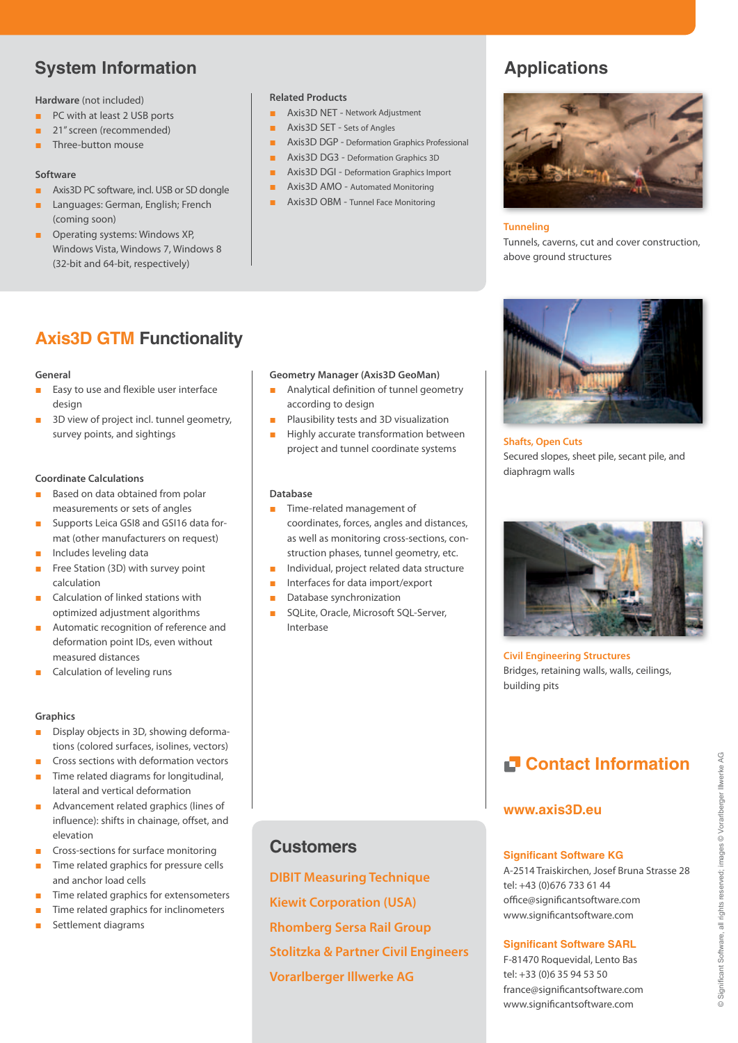## System Information

**Hardware** (not included)

- PC with at least 2 USB ports
- 21" screen (recommended)
- Three-button mouse

**Software**

- Axis3D PC software, incl. USB or SD dongle
- Languages: German, English; French (coming soon)
- Operating systems: Windows XP, Windows Vista, Windows 7, Windows 8 (32-bit and 64-bit, respectively)

**Related Products**

- Axis3D NET - Network Adjustment
- Axis3D SET - Sets of Angles
- Axis3D DGP - Deformation Graphics Professional
- Axis3D DG3 - Deformation Graphics 3D
- Axis3D DGI - Deformation Graphics Import
- Axis3D AMO - Automated Monitoring
- Axis3D OBM - Tunnel Face Monitoring

## Axis3D GTM Functionality

**General**

- Easy to use and flexible user interface design
- 3D view of project incl. tunnel geometry, survey points, and sightings

**Coordinate Calculations**

- Based on data obtained from polar measurements or sets of angles
- Supports Leica GSI8 and GSI16 data format (other manufacturers on request)
- Includes leveling data
- Free Station (3D) with survey point calculation
- Calculation of linked stations with optimized adjustment algorithms
- Automatic recognition of reference and deformation point IDs, even without measured distances
- Calculation of leveling runs

**Graphics**

- Display objects in 3D, showing deformations (colored surfaces, isolines, vectors)
- Cross sections with deformation vectors
- Time related diagrams for longitudinal, lateral and vertical deformation
- Advancement related graphics (lines of influence): shifts in chainage, offset, and elevation
- Cross-sections for surface monitoring
- Time related graphics for pressure cells and anchor load cells
- Time related graphics for extensometers
- Time related graphics for inclinometers
- Settlement diagrams

**Geometry Manager (Axis3D GeoMan)**

- Analytical definition of tunnel geometry according to design
- Plausibility tests and 3D visualization
- Highly accurate transformation between project and tunnel coordinate systems

**Database**

- Time-related management of coordinates, forces, angles and distances, as well as monitoring cross-sections, construction phases, tunnel geometry, etc.
- Individual, project related data structure
- Interfaces for data import/export
- Database synchronization
- SQLite, Oracle, Microsoft SQL-Server, Interbase

## Customers

**DIBIT Measuring Technique**

**Kiewit Corporation (USA)**

**Rhomberg Sersa Rail Group**

**Stolitzka & Partner Civil Engineers**

**Vorarlberger Illwerke AG**

## Applications

**Tunneling**

Tunnels, caverns, cut and cover construction, above ground structures

**Shafts, Open Cuts**

Secured slopes, sheet pile, secant pile, and diaphragm walls

**Civil Engineering Structures**

Bridges, retaining walls, walls, ceilings, building pits

## Contact Information

**www.axis3D.eu**

**Significant Software KG**
A-2514 Traiskirchen, Josef Bruna Strasse 28
tel: +43 (0)676 733 61 44
office@significantsoftware.com
www.significantsoftware.com

**Significant Software SARL**
F-81470 Roquevidal, Lento Bas
tel: +33 (0)6 35 94 53 50
france@significantsoftware.com
www.significantsoftware.com

© Significant Software, all rights reserved; images © Vorarlberger Illwerke AG